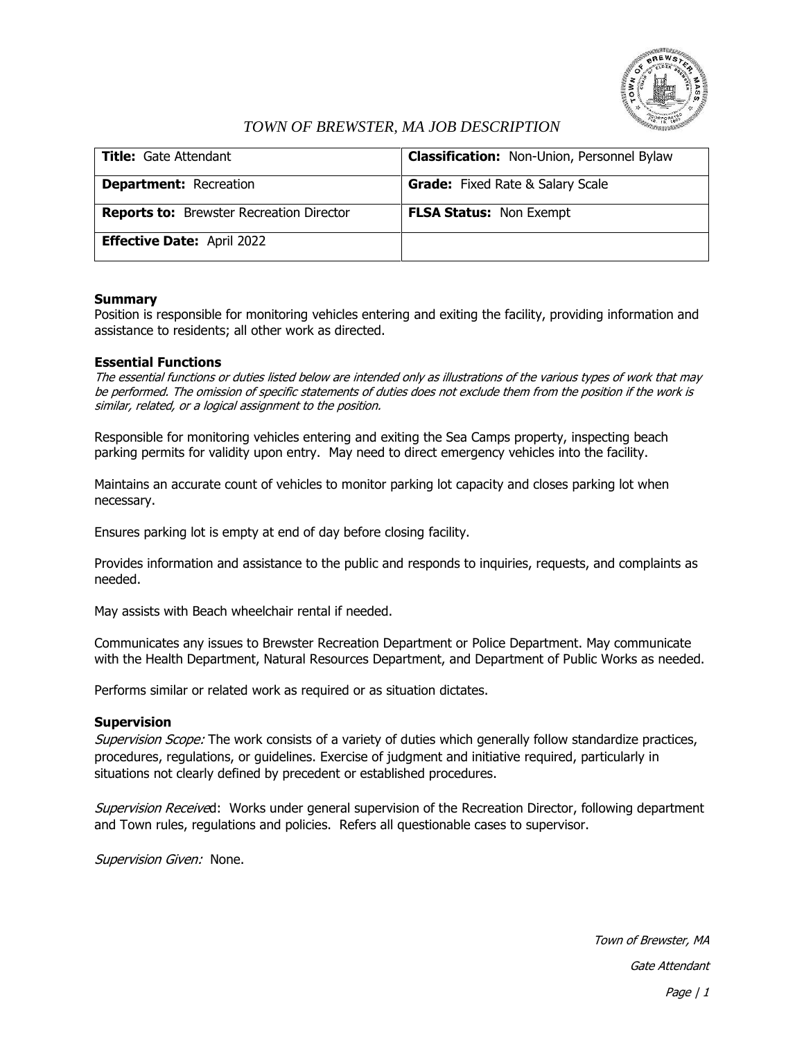*TOWN OF BREWSTER, MA JOB DESCRIPTION*

| **Title:** Gate Attendant | **Classification:** Non-Union, Personnel Bylaw |
|---|---|
| **Department:** Recreation | **Grade:** Fixed Rate & Salary Scale |
| **Reports to:** Brewster Recreation Director | **FLSA Status:** Non Exempt |
| **Effective Date:** April 2022 | |

**Summary**

Position is responsible for monitoring vehicles entering and exiting the facility, providing information and assistance to residents; all other work as directed.

**Essential Functions**

*The essential functions or duties listed below are intended only as illustrations of the various types of work that may be performed. The omission of specific statements of duties does not exclude them from the position if the work is similar, related, or a logical assignment to the position.*

Responsible for monitoring vehicles entering and exiting the Sea Camps property, inspecting beach parking permits for validity upon entry. May need to direct emergency vehicles into the facility.

Maintains an accurate count of vehicles to monitor parking lot capacity and closes parking lot when necessary.

Ensures parking lot is empty at end of day before closing facility.

Provides information and assistance to the public and responds to inquiries, requests, and complaints as needed.

May assists with Beach wheelchair rental if needed.

Communicates any issues to Brewster Recreation Department or Police Department. May communicate with the Health Department, Natural Resources Department, and Department of Public Works as needed.

Performs similar or related work as required or as situation dictates.

**Supervision**

*Supervision Scope:* The work consists of a variety of duties which generally follow standardize practices, procedures, regulations, or guidelines. Exercise of judgment and initiative required, particularly in situations not clearly defined by precedent or established procedures.

*Supervision Received*: Works under general supervision of the Recreation Director, following department and Town rules, regulations and policies. Refers all questionable cases to supervisor.

*Supervision Given:* None.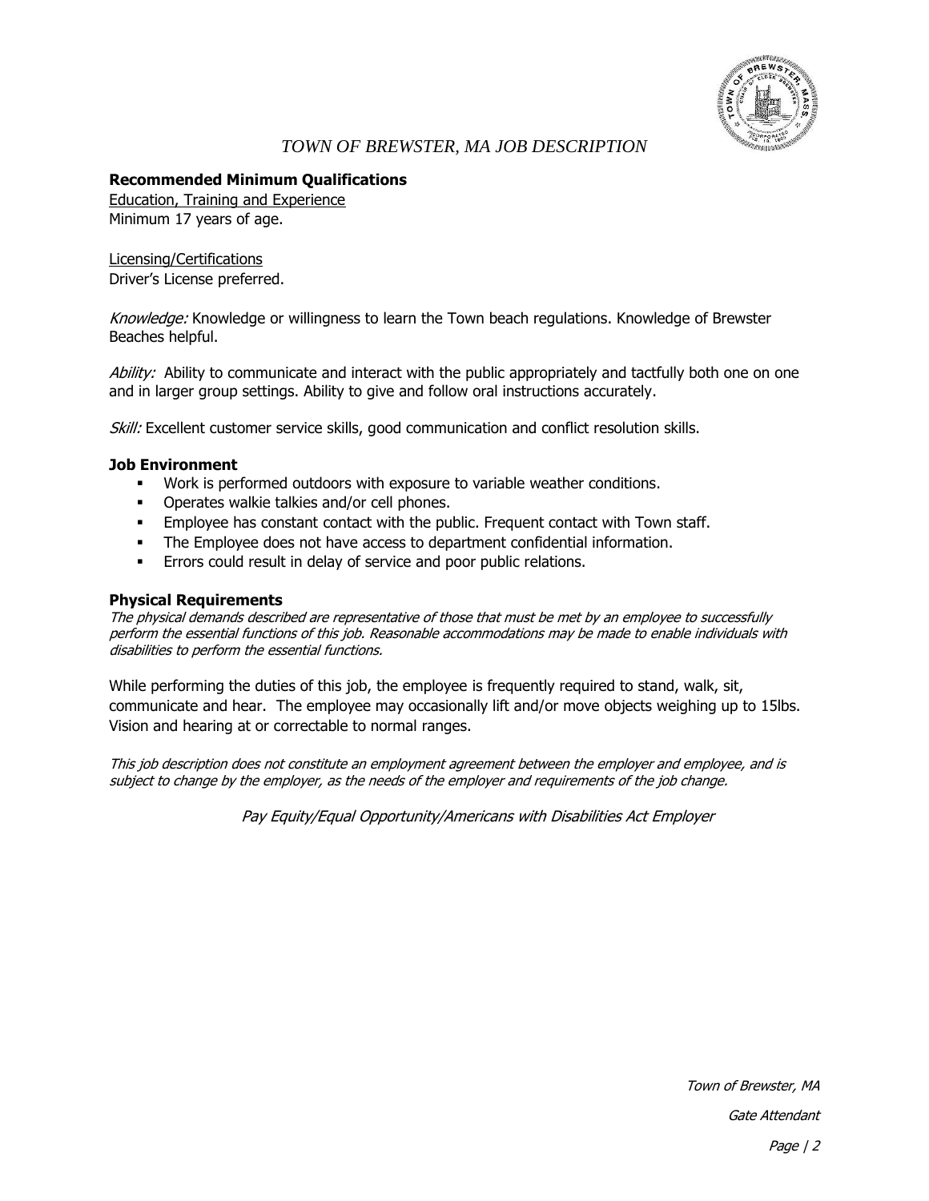*TOWN OF BREWSTER, MA JOB DESCRIPTION*

**Recommended Minimum Qualifications**

Education, Training and Experience
Minimum 17 years of age.

Licensing/Certifications
Driver's License preferred.

*Knowledge:* Knowledge or willingness to learn the Town beach regulations. Knowledge of Brewster Beaches helpful.

*Ability:* Ability to communicate and interact with the public appropriately and tactfully both one on one and in larger group settings. Ability to give and follow oral instructions accurately.

*Skill:* Excellent customer service skills, good communication and conflict resolution skills.

**Job Environment**

- Work is performed outdoors with exposure to variable weather conditions.
- Operates walkie talkies and/or cell phones.
- Employee has constant contact with the public. Frequent contact with Town staff.
- The Employee does not have access to department confidential information.
- Errors could result in delay of service and poor public relations.

**Physical Requirements**

*The physical demands described are representative of those that must be met by an employee to successfully perform the essential functions of this job. Reasonable accommodations may be made to enable individuals with disabilities to perform the essential functions.*

While performing the duties of this job, the employee is frequently required to stand, walk, sit, communicate and hear. The employee may occasionally lift and/or move objects weighing up to 15lbs. Vision and hearing at or correctable to normal ranges.

*This job description does not constitute an employment agreement between the employer and employee, and is subject to change by the employer, as the needs of the employer and requirements of the job change.*

*Pay Equity/Equal Opportunity/Americans with Disabilities Act Employer*